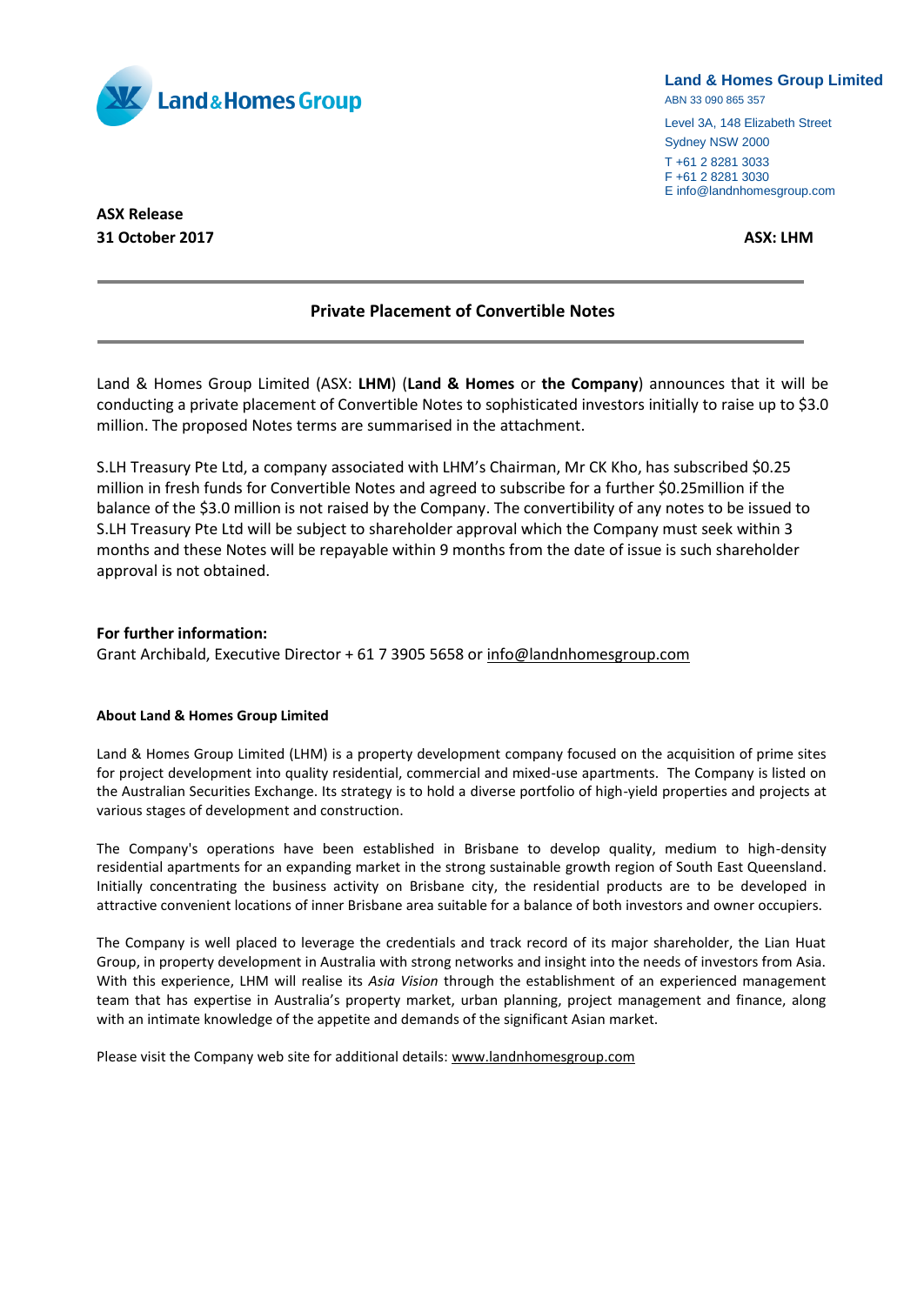Land & Homes Group

**Land & Homes Group Limited**
ABN 33 090 865 357
Level 3A, 148 Elizabeth Street
Sydney NSW 2000
T +61 2 8281 3033
F +61 2 8281 3030
E info@landnhomesgroup.com

**ASX Release**
**31 October 2017**

**ASX: LHM**

## Private Placement of Convertible Notes

Land & Homes Group Limited (ASX: **LHM**) (**Land & Homes** or **the Company**) announces that it will be conducting a private placement of Convertible Notes to sophisticated investors initially to raise up to $3.0 million. The proposed Notes terms are summarised in the attachment.

S.LH Treasury Pte Ltd, a company associated with LHM's Chairman, Mr CK Kho, has subscribed $0.25 million in fresh funds for Convertible Notes and agreed to subscribe for a further $0.25million if the balance of the $3.0 million is not raised by the Company. The convertibility of any notes to be issued to S.LH Treasury Pte Ltd will be subject to shareholder approval which the Company must seek within 3 months and these Notes will be repayable within 9 months from the date of issue is such shareholder approval is not obtained.

**For further information:**
Grant Archibald, Executive Director + 61 7 3905 5658 or info@landnhomesgroup.com

**About Land & Homes Group Limited**

Land & Homes Group Limited (LHM) is a property development company focused on the acquisition of prime sites for project development into quality residential, commercial and mixed-use apartments. The Company is listed on the Australian Securities Exchange. Its strategy is to hold a diverse portfolio of high-yield properties and projects at various stages of development and construction.

The Company's operations have been established in Brisbane to develop quality, medium to high-density residential apartments for an expanding market in the strong sustainable growth region of South East Queensland. Initially concentrating the business activity on Brisbane city, the residential products are to be developed in attractive convenient locations of inner Brisbane area suitable for a balance of both investors and owner occupiers.

The Company is well placed to leverage the credentials and track record of its major shareholder, the Lian Huat Group, in property development in Australia with strong networks and insight into the needs of investors from Asia. With this experience, LHM will realise its *Asia Vision* through the establishment of an experienced management team that has expertise in Australia's property market, urban planning, project management and finance, along with an intimate knowledge of the appetite and demands of the significant Asian market.

Please visit the Company web site for additional details: www.landnhomesgroup.com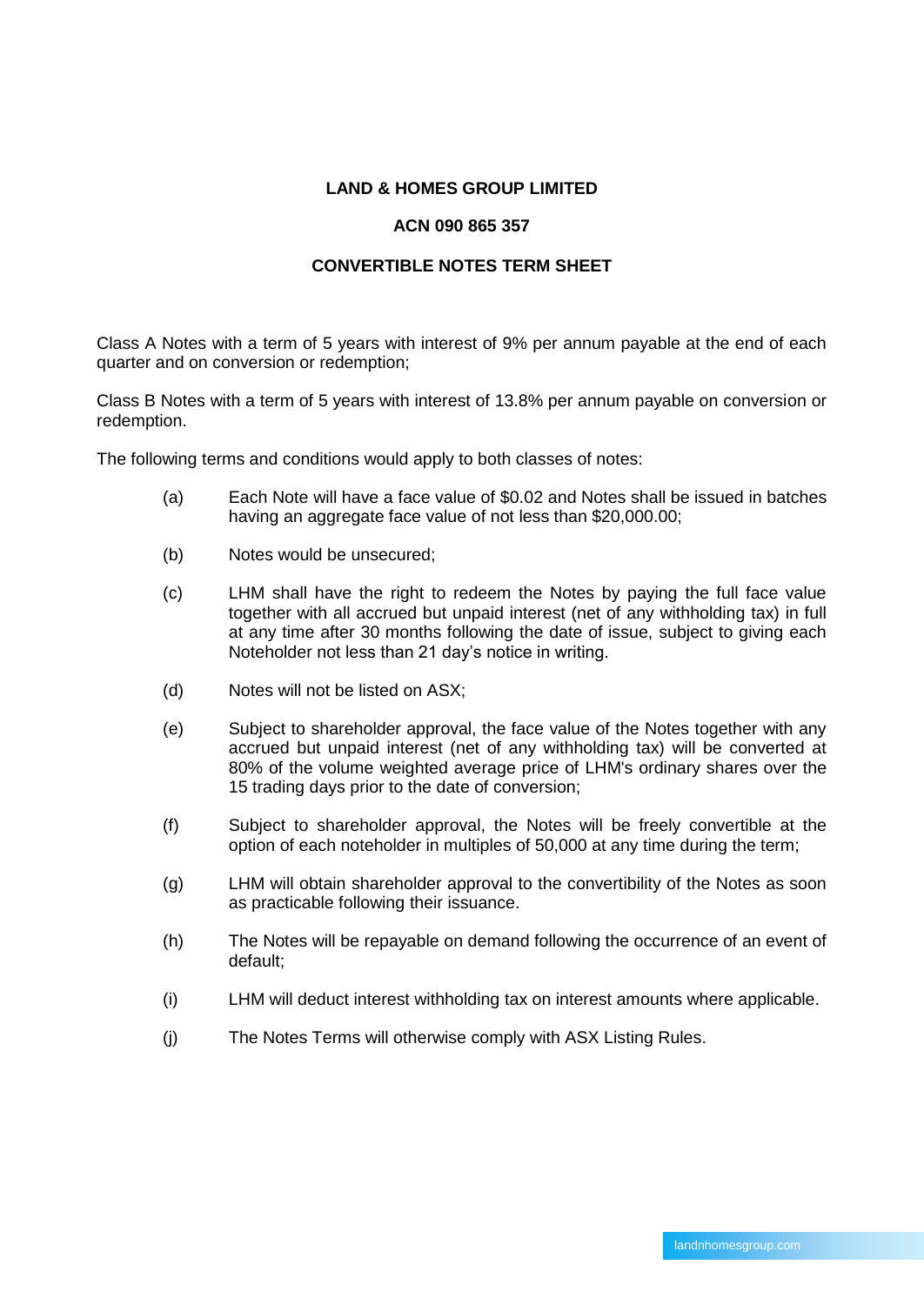**LAND & HOMES GROUP LIMITED**

**ACN 090 865 357**

**CONVERTIBLE NOTES TERM SHEET**

Class A Notes with a term of 5 years with interest of 9% per annum payable at the end of each quarter and on conversion or redemption;

Class B Notes with a term of 5 years with interest of 13.8% per annum payable on conversion or redemption.

The following terms and conditions would apply to both classes of notes:

(a) Each Note will have a face value of $0.02 and Notes shall be issued in batches having an aggregate face value of not less than $20,000.00;

(b) Notes would be unsecured;

(c) LHM shall have the right to redeem the Notes by paying the full face value together with all accrued but unpaid interest (net of any withholding tax) in full at any time after 30 months following the date of issue, subject to giving each Noteholder not less than 21 day's notice in writing.

(d) Notes will not be listed on ASX;

(e) Subject to shareholder approval, the face value of the Notes together with any accrued but unpaid interest (net of any withholding tax) will be converted at 80% of the volume weighted average price of LHM's ordinary shares over the 15 trading days prior to the date of conversion;

(f) Subject to shareholder approval, the Notes will be freely convertible at the option of each noteholder in multiples of 50,000 at any time during the term;

(g) LHM will obtain shareholder approval to the convertibility of the Notes as soon as practicable following their issuance.

(h) The Notes will be repayable on demand following the occurrence of an event of default;

(i) LHM will deduct interest withholding tax on interest amounts where applicable.

(j) The Notes Terms will otherwise comply with ASX Listing Rules.